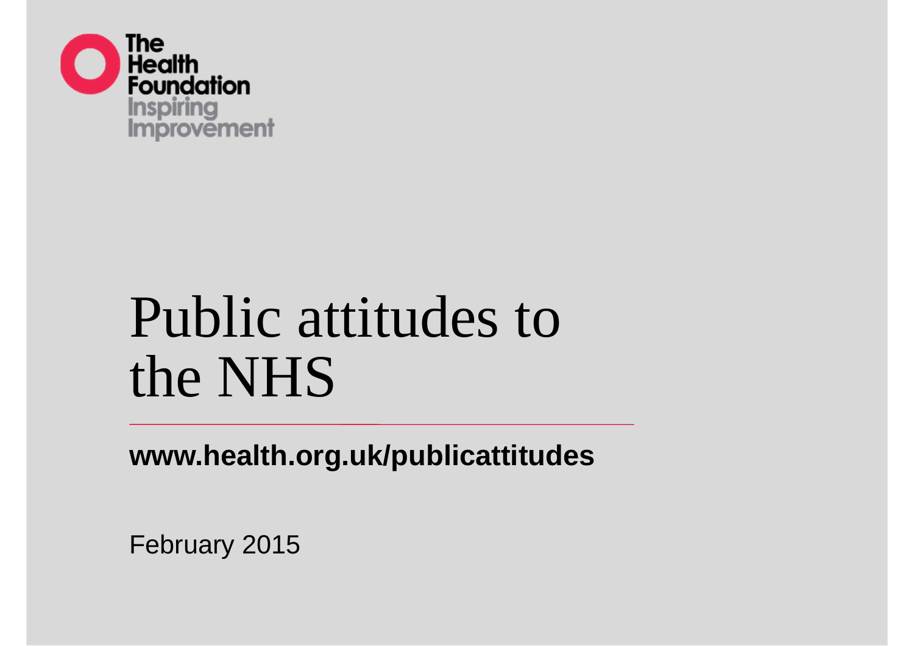The Health Foundation
Inspiring Improvement

# Public attitudes to the NHS

**www.health.org.uk/publicattitudes**

February 2015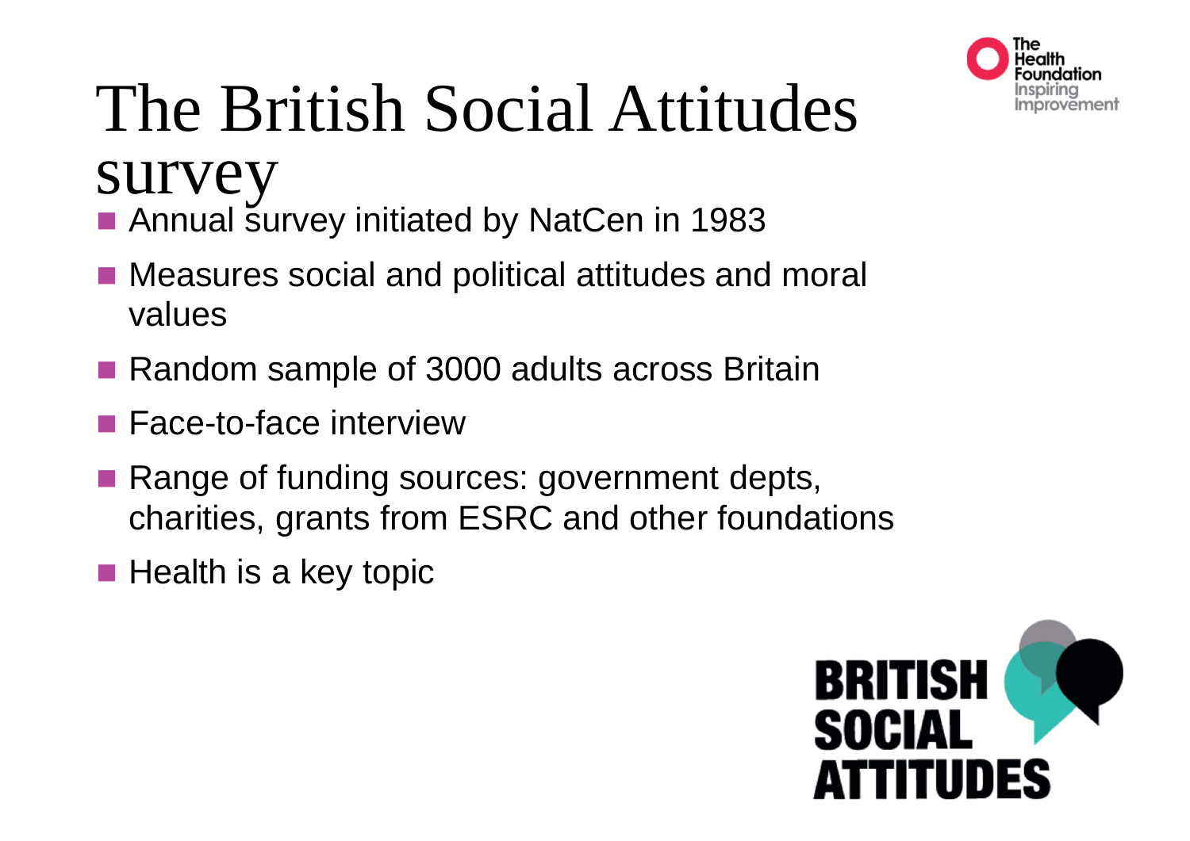# The British Social Attitudes survey

- Annual survey initiated by NatCen in 1983
- Measures social and political attitudes and moral values
- Random sample of 3000 adults across Britain
- Face-to-face interview
- Range of funding sources: government depts, charities, grants from ESRC and other foundations
- Health is a key topic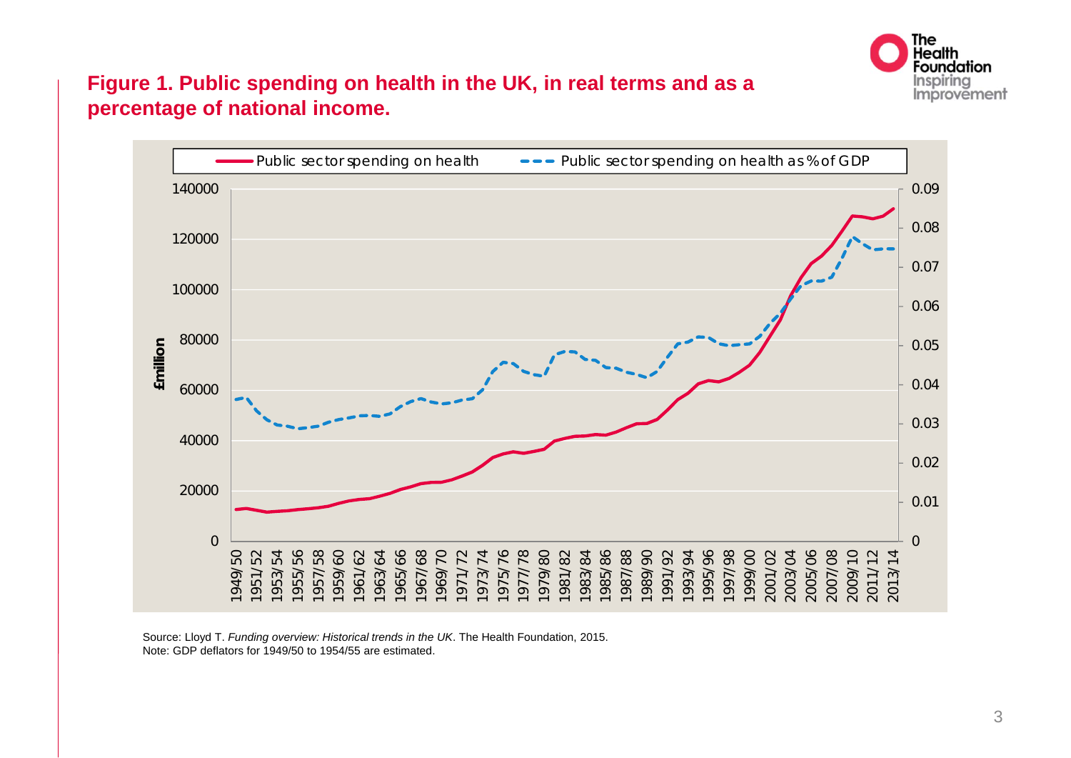**Figure 1. Public spending on health in the UK, in real terms and as a percentage of national income.**

Source: Lloyd T. *Funding overview: Historical trends in the UK*. The Health Foundation, 2015.
Note: GDP deflators for 1949/50 to 1954/55 are estimated.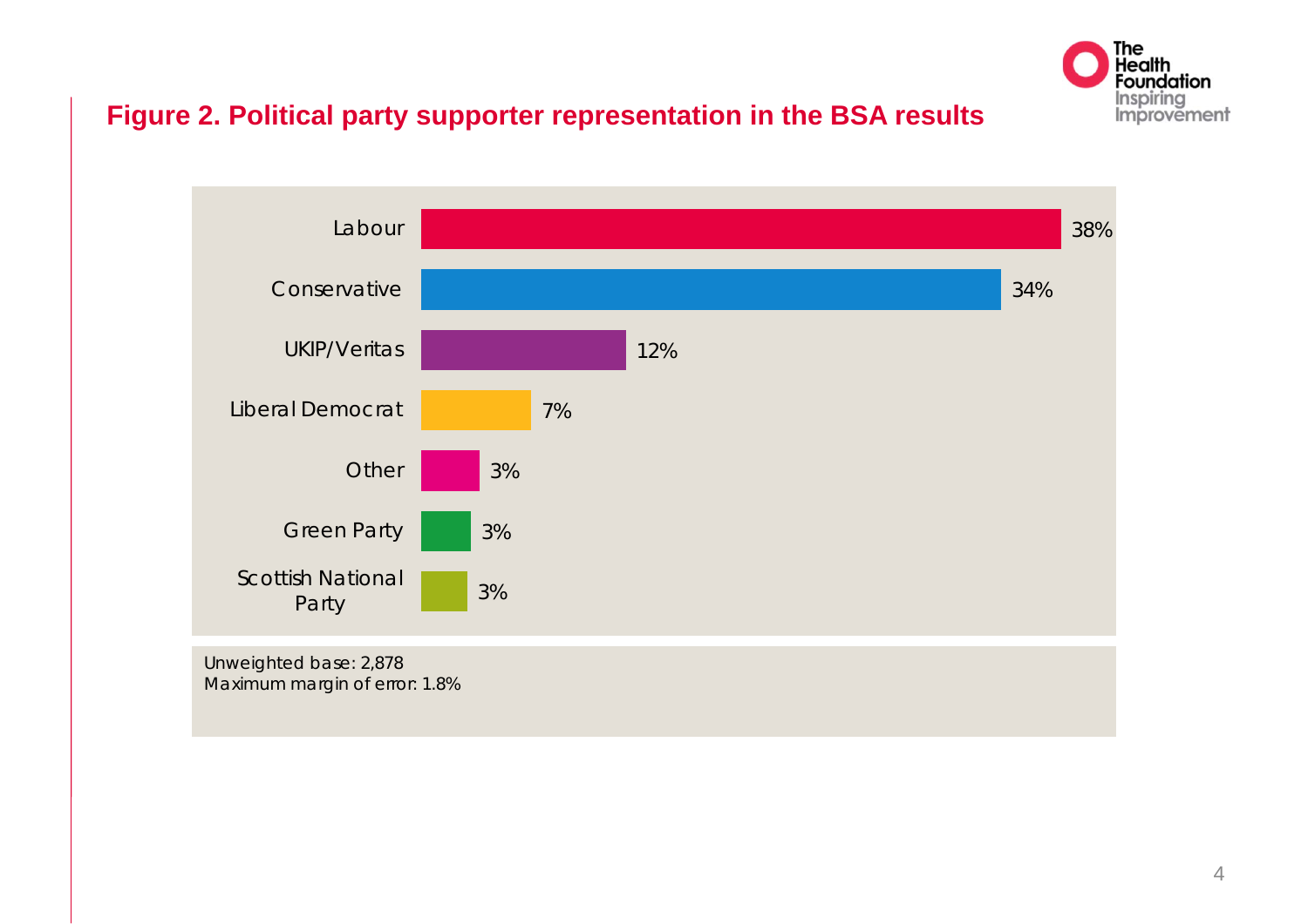## Figure 2. Political party supporter representation in the BSA results

| Party | Percentage |
|---|---|
| Labour | 38% |
| Conservative | 34% |
| UKIP/Veritas | 12% |
| Liberal Democrat | 7% |
| Other | 3% |
| Green Party | 3% |
| Scottish National Party | 3% |

Unweighted base: 2,878
Maximum margin of error: 1.8%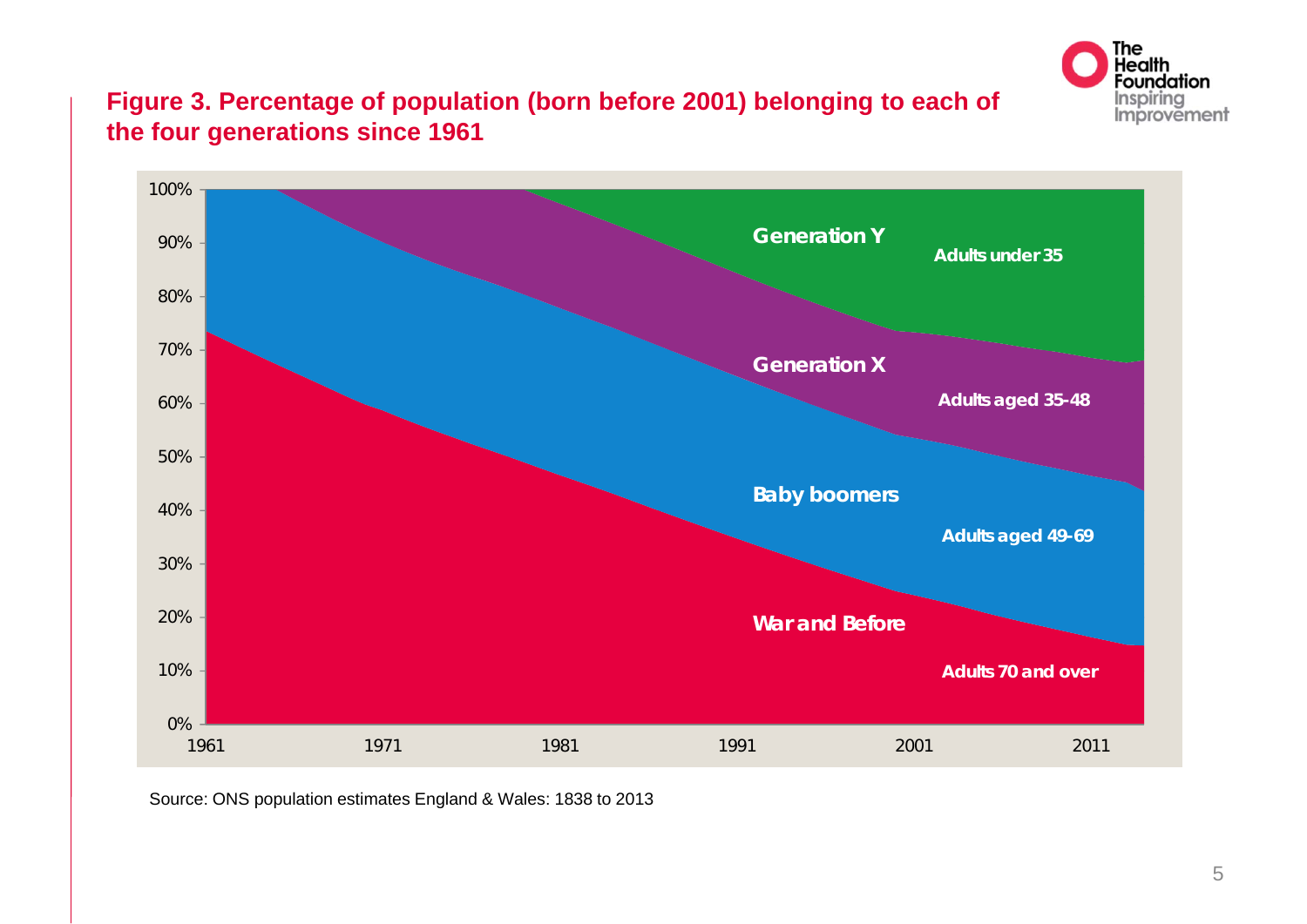**Figure 3. Percentage of population (born before 2001) belonging to each of the four generations since 1961**

Source: ONS population estimates England & Wales: 1838 to 2013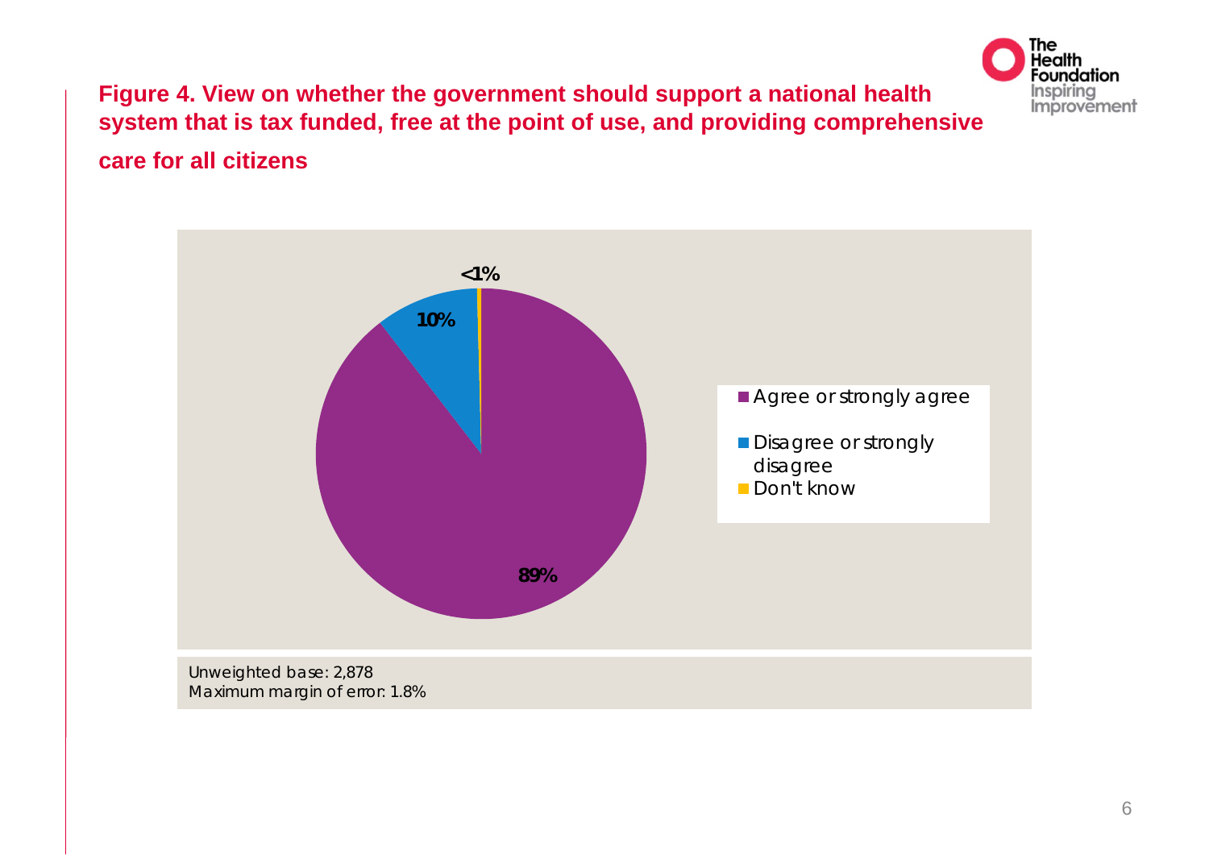**Figure 4. View on whether the government should support a national health system that is tax funded, free at the point of use, and providing comprehensive care for all citizens**

| Response | Percentage |
| --- | --- |
| Agree or strongly agree | 89% |
| Disagree or strongly disagree | 10% |
| Don't know | <1% |

Unweighted base: 2,878
Maximum margin of error: 1.8%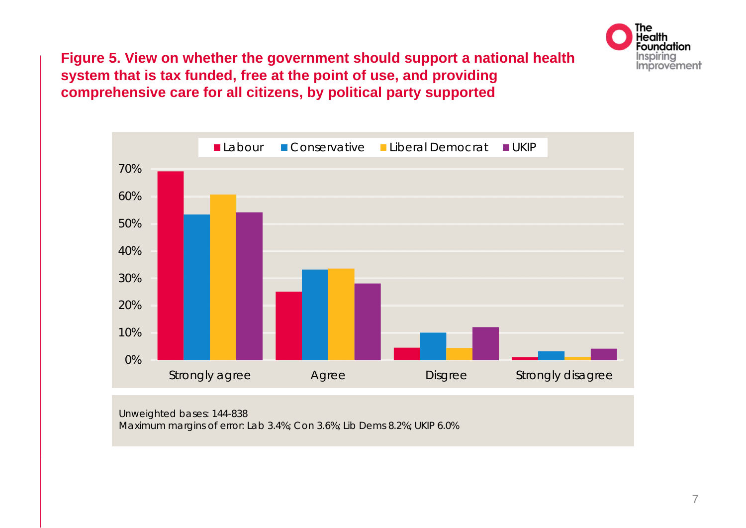**Figure 5. View on whether the government should support a national health system that is tax funded, free at the point of use, and providing comprehensive care for all citizens, by political party supported**

Unweighted bases: 144-838
Maximum margins of error: Lab 3.4%; Con 3.6%; Lib Dems 8.2%; UKIP 6.0%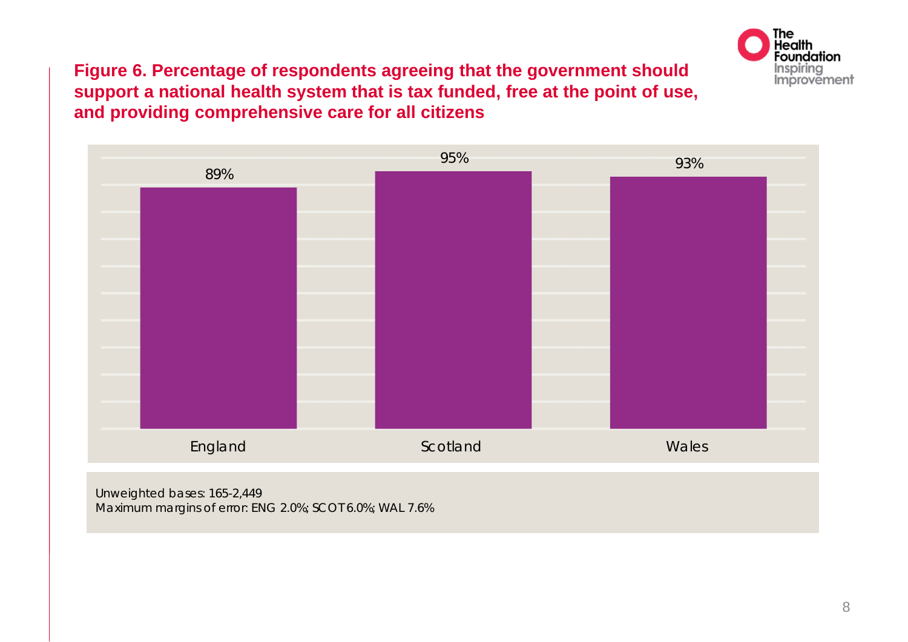**Figure 6. Percentage of respondents agreeing that the government should support a national health system that is tax funded, free at the point of use, and providing comprehensive care for all citizens**

| England | Scotland | Wales |
|---|---|---|
| 89% | 95% | 93% |

Unweighted bases: 165-2,449
Maximum margins of error: ENG 2.0%; SCOT 6.0%; WAL 7.6%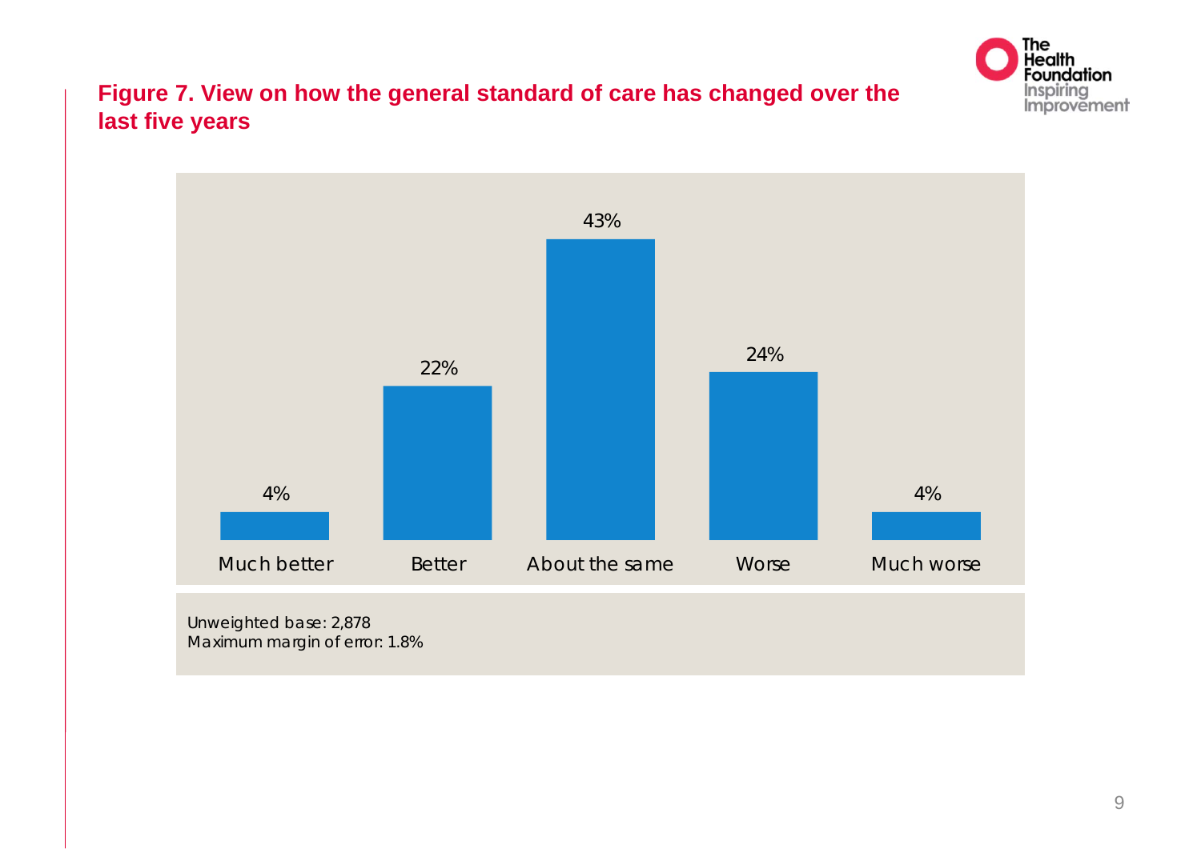**Figure 7. View on how the general standard of care has changed over the last five years**

| Much better | Better | About the same | Worse | Much worse |
|---|---|---|---|---|
| 4% | 22% | 43% | 24% | 4% |

Unweighted base: 2,878
Maximum margin of error: 1.8%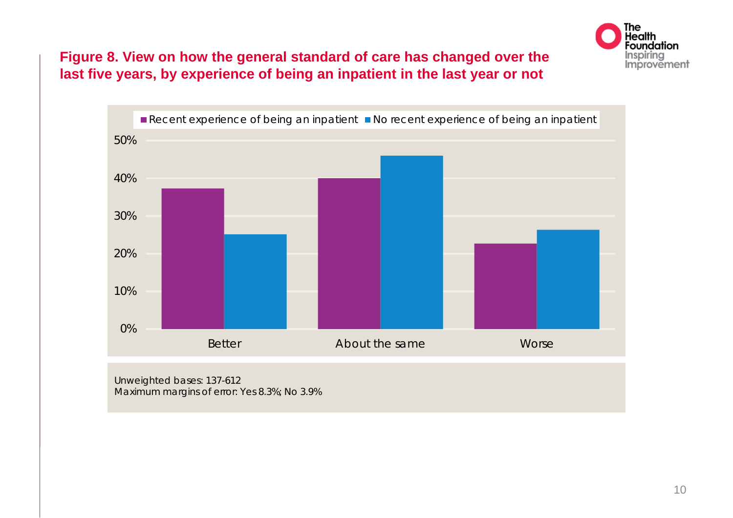**Figure 8. View on how the general standard of care has changed over the last five years, by experience of being an inpatient in the last year or not**

Unweighted bases: 137-612
Maximum margins of error: Yes 8.3%; No 3.9%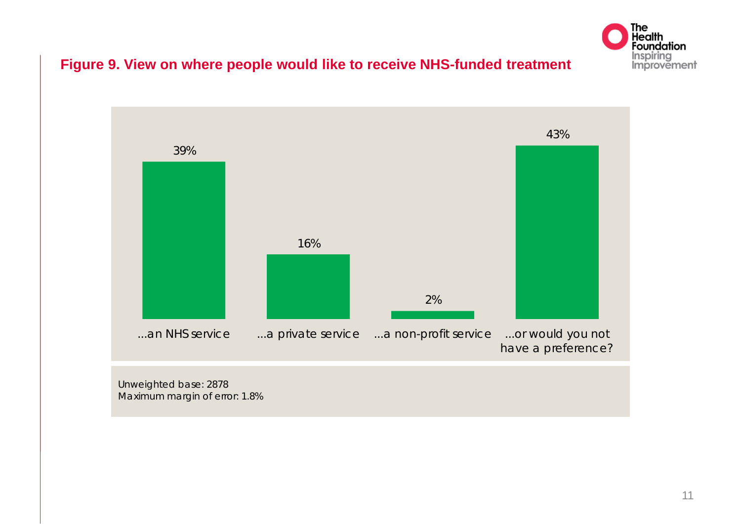## Figure 9. View on where people would like to receive NHS-funded treatment

| Response | Percentage |
|---|---|
| ...an NHS service | 39% |
| ...a private service | 16% |
| ...a non-profit service | 2% |
| ...or would you not have a preference? | 43% |

Unweighted base: 2878
Maximum margin of error: 1.8%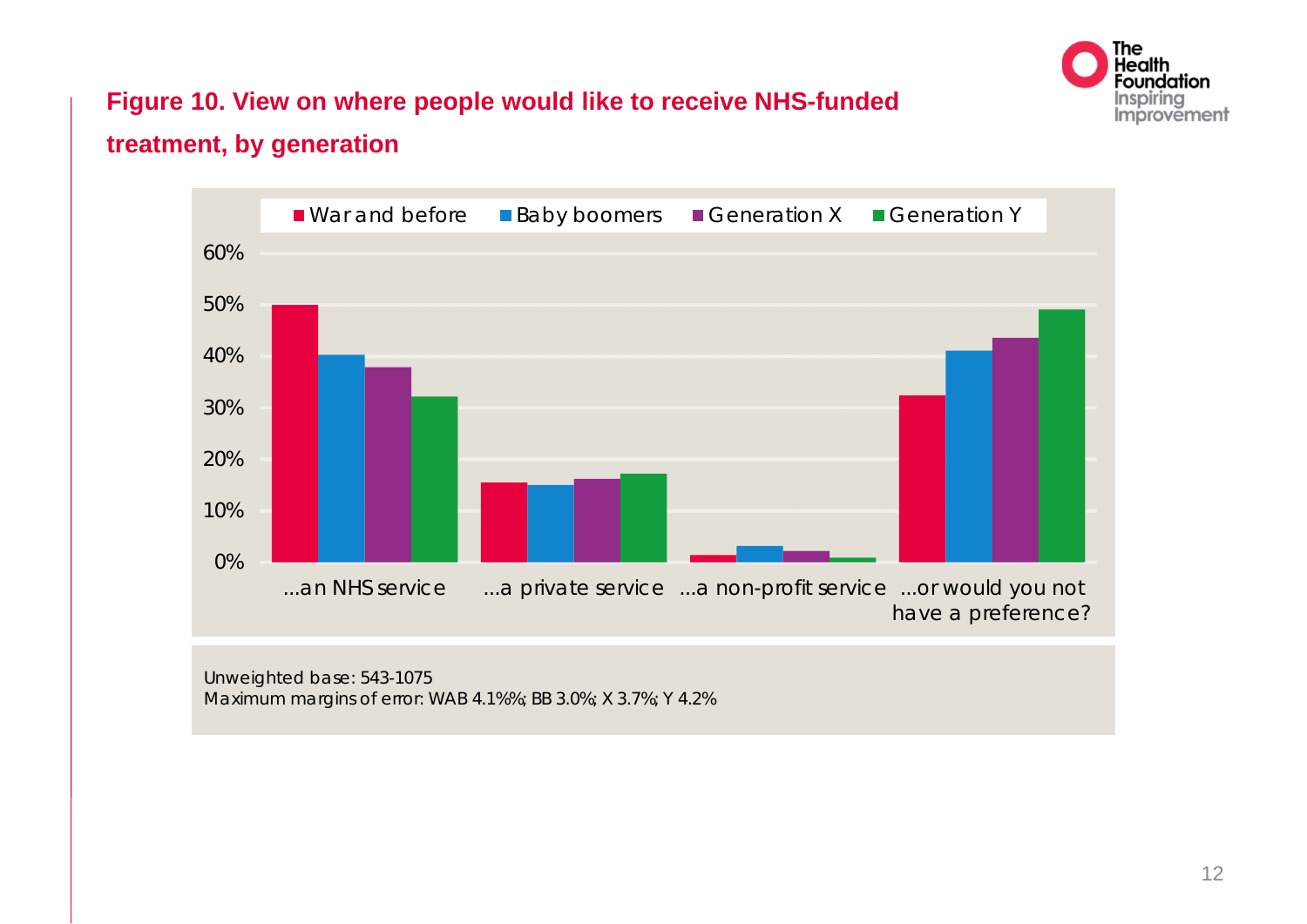## Figure 10. View on where people would like to receive NHS-funded treatment, by generation

War and before | Baby boomers | Generation X | Generation Y

60%
50%
40%
30%
20%
10%
0%

...an NHS service | ...a private service | ...a non-profit service | ...or would you not have a preference?

Unweighted base: 543-1075
Maximum margins of error: WAB 4.1%%; BB 3.0%; X 3.7%; Y 4.2%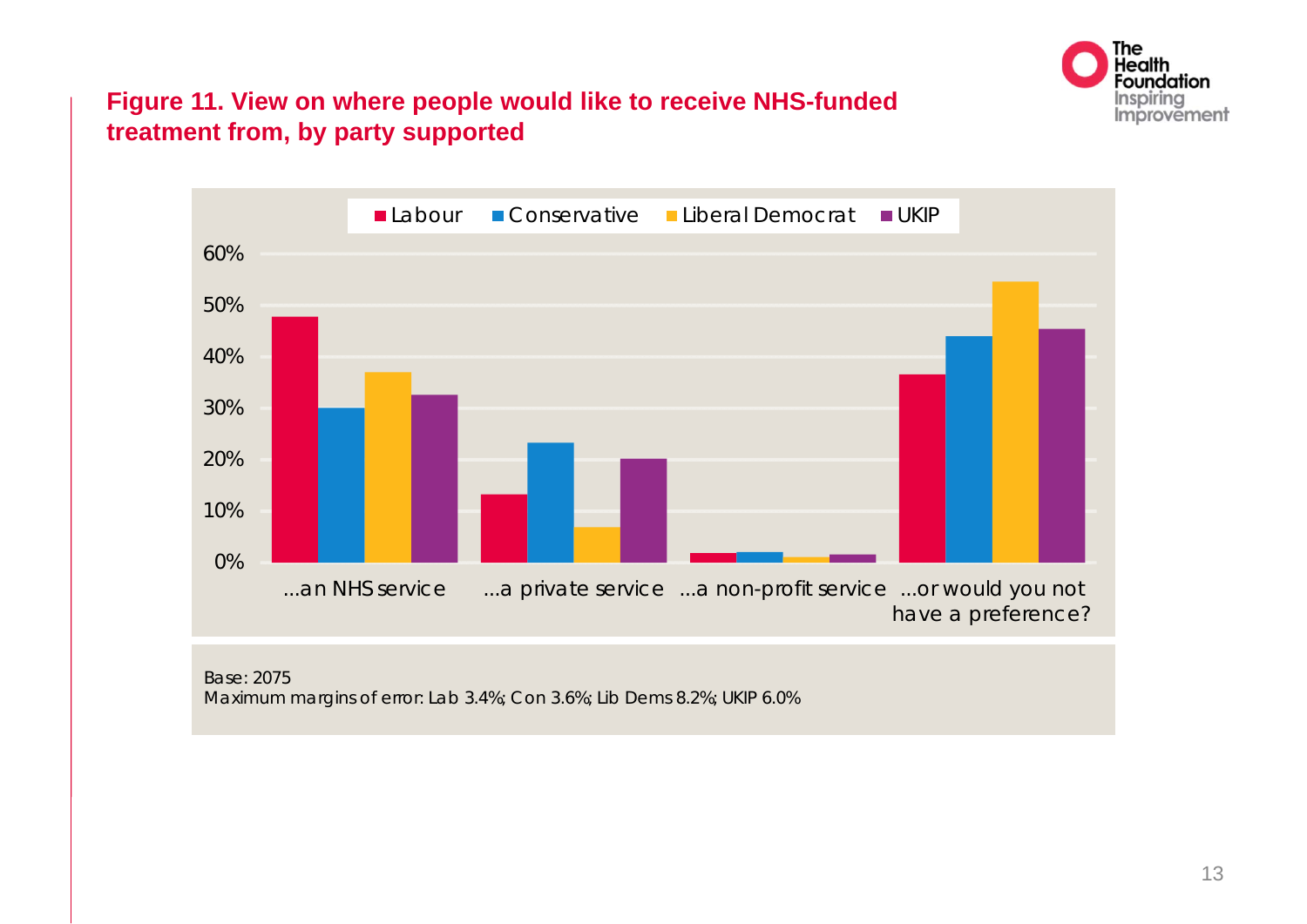**Figure 11. View on where people would like to receive NHS-funded treatment from, by party supported**

Labour | Conservative | Liberal Democrat | UKIP

60%
50%
40%
30%
20%
10%
0%

...an NHS service | ...a private service | ...a non-profit service | ...or would you not have a preference?

Base: 2075
Maximum margins of error: Lab 3.4%; Con 3.6%; Lib Dems 8.2%; UKIP 6.0%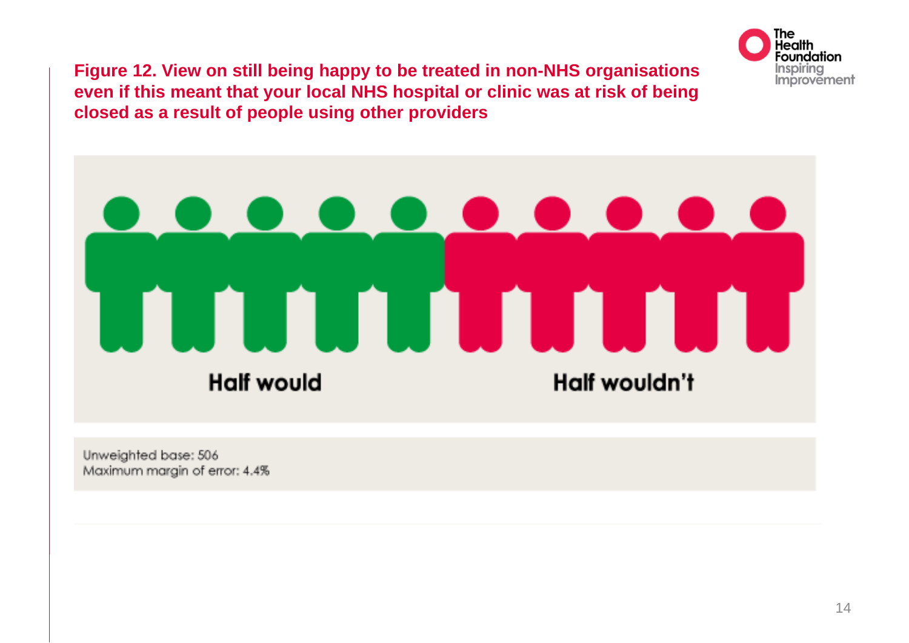**Figure 12. View on still being happy to be treated in non-NHS organisations even if this meant that your local NHS hospital or clinic was at risk of being closed as a result of people using other providers**

Half would

Half wouldn't

Unweighted base: 506
Maximum margin of error: 4.4%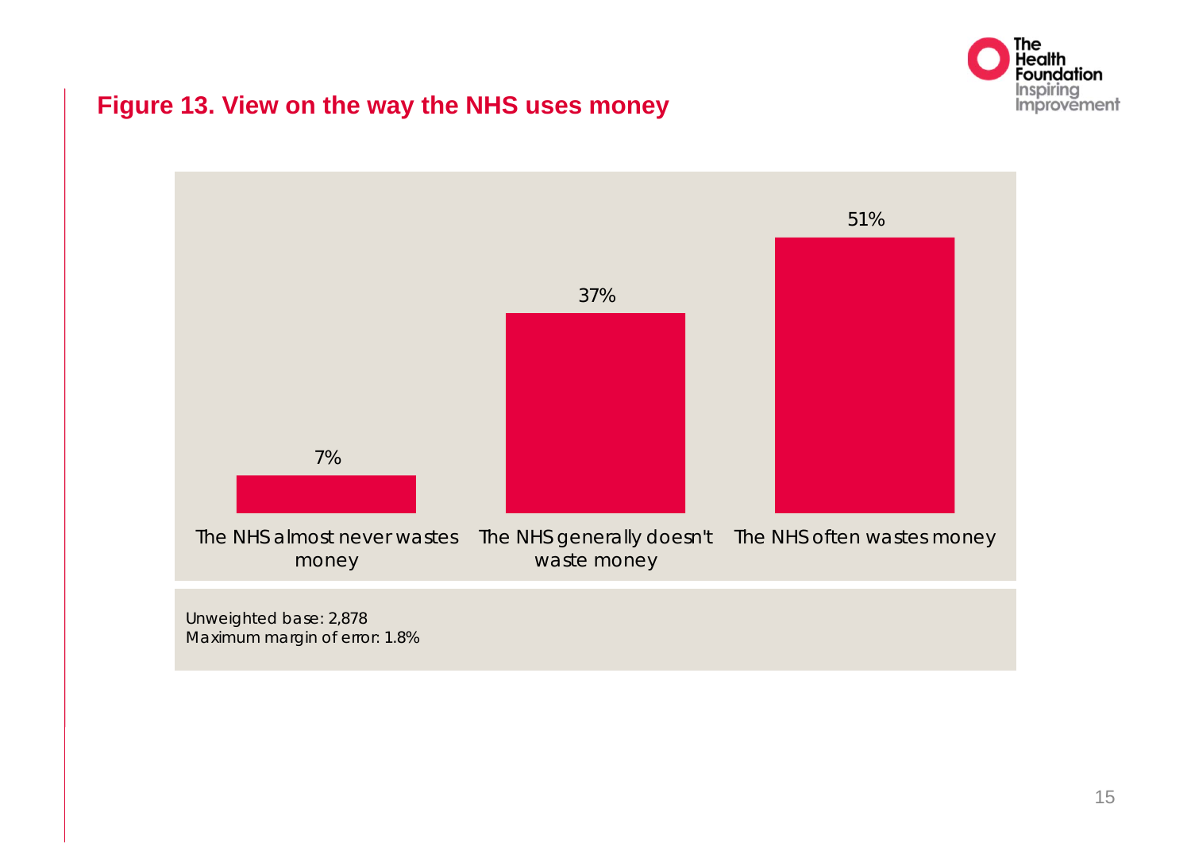## Figure 13. View on the way the NHS uses money

| The NHS almost never wastes money | The NHS generally doesn't waste money | The NHS often wastes money |
|---|---|---|
| 7% | 37% | 51% |

Unweighted base: 2,878
Maximum margin of error: 1.8%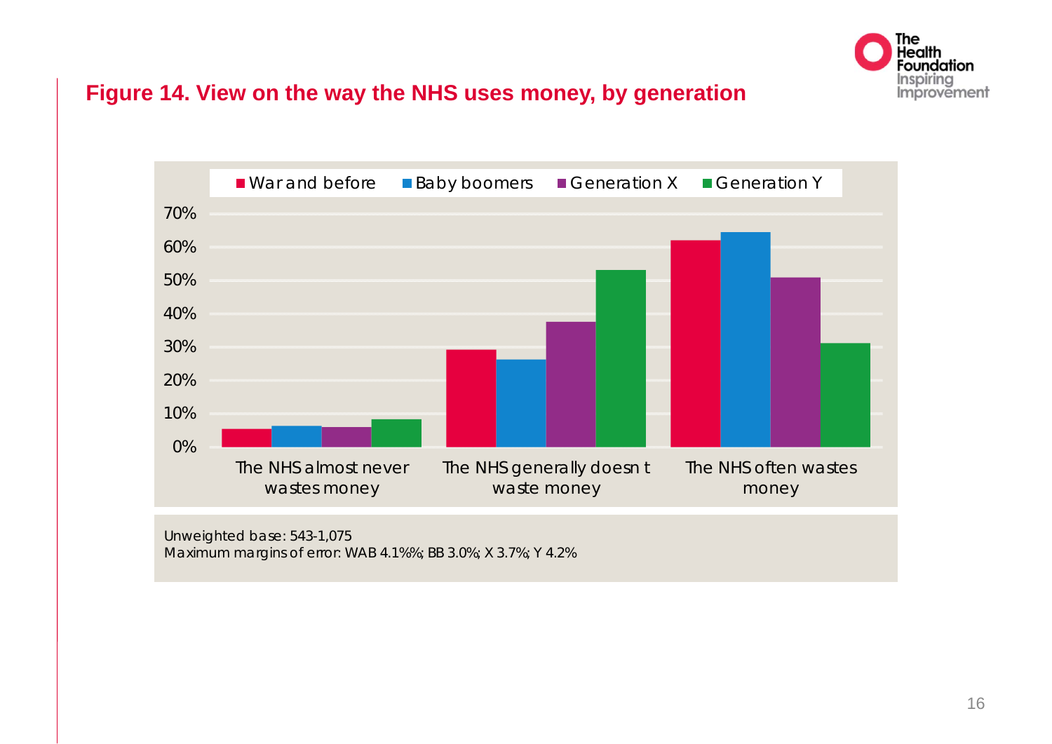## Figure 14. View on the way the NHS uses money, by generation

Unweighted base: 543-1,075
Maximum margins of error: WAB 4.1%%; BB 3.0%; X 3.7%; Y 4.2%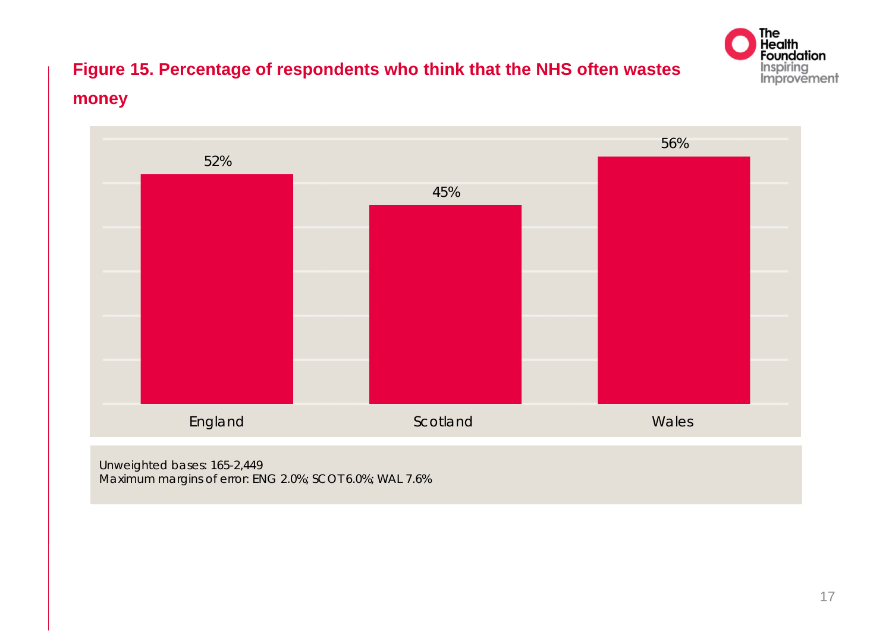**Figure 15. Percentage of respondents who think that the NHS often wastes money**

| Country | Percentage |
| --- | --- |
| England | 52% |
| Scotland | 45% |
| Wales | 56% |

Unweighted bases: 165-2,449
Maximum margins of error: ENG 2.0%; SCOT 6.0%; WAL 7.6%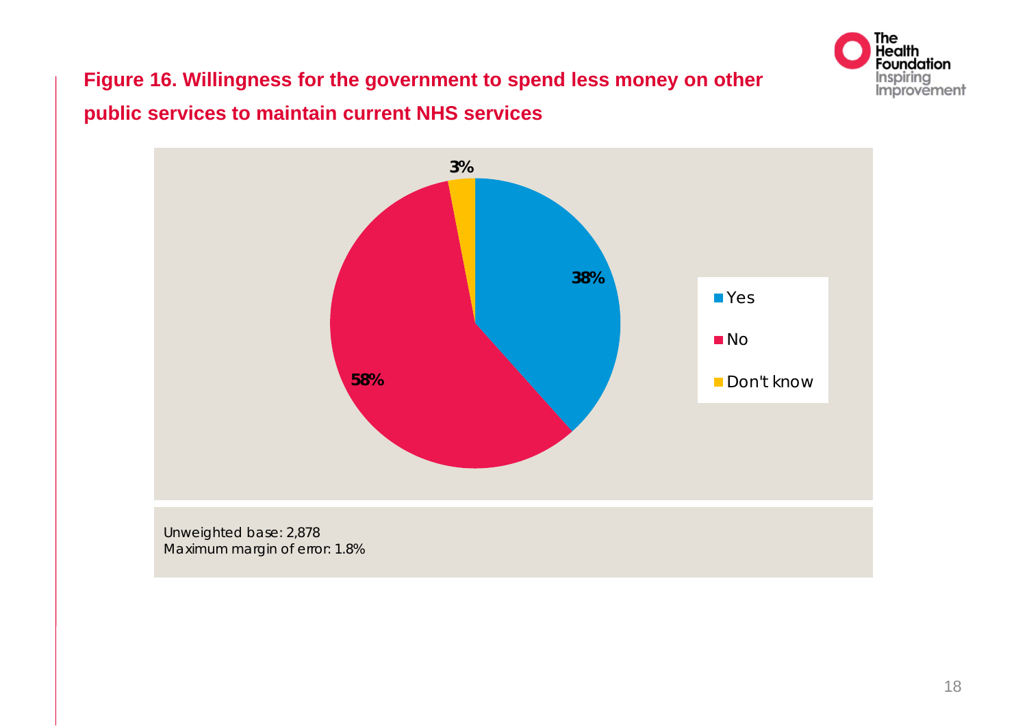**Figure 16. Willingness for the government to spend less money on other public services to maintain current NHS services**

| Response | % |
| --- | --- |
| Yes | 38% |
| No | 58% |
| Don't know | 3% |

*Unweighted base: 2,878*
*Maximum margin of error: 1.8%*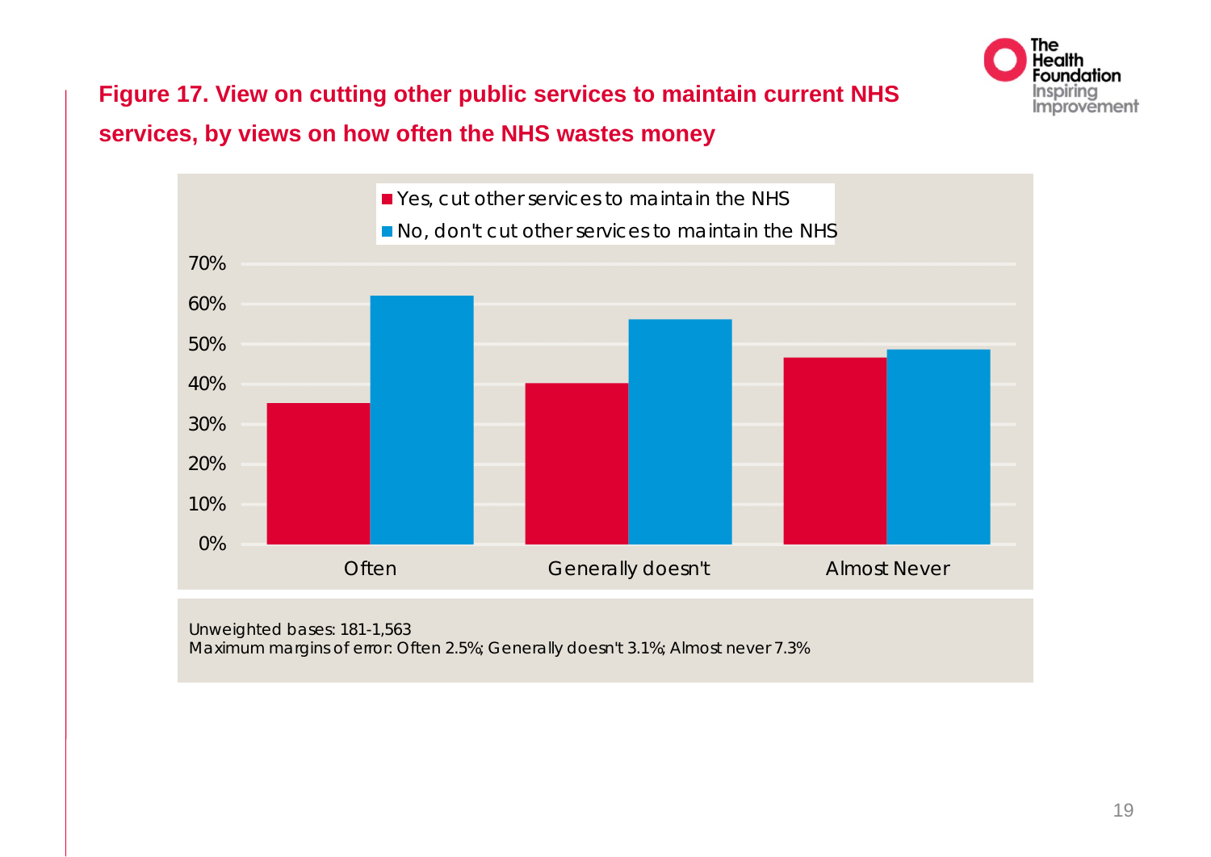**Figure 17. View on cutting other public services to maintain current NHS services, by views on how often the NHS wastes money**

Unweighted bases: 181-1,563
Maximum margins of error: Often 2.5%; Generally doesn't 3.1%; Almost never 7.3%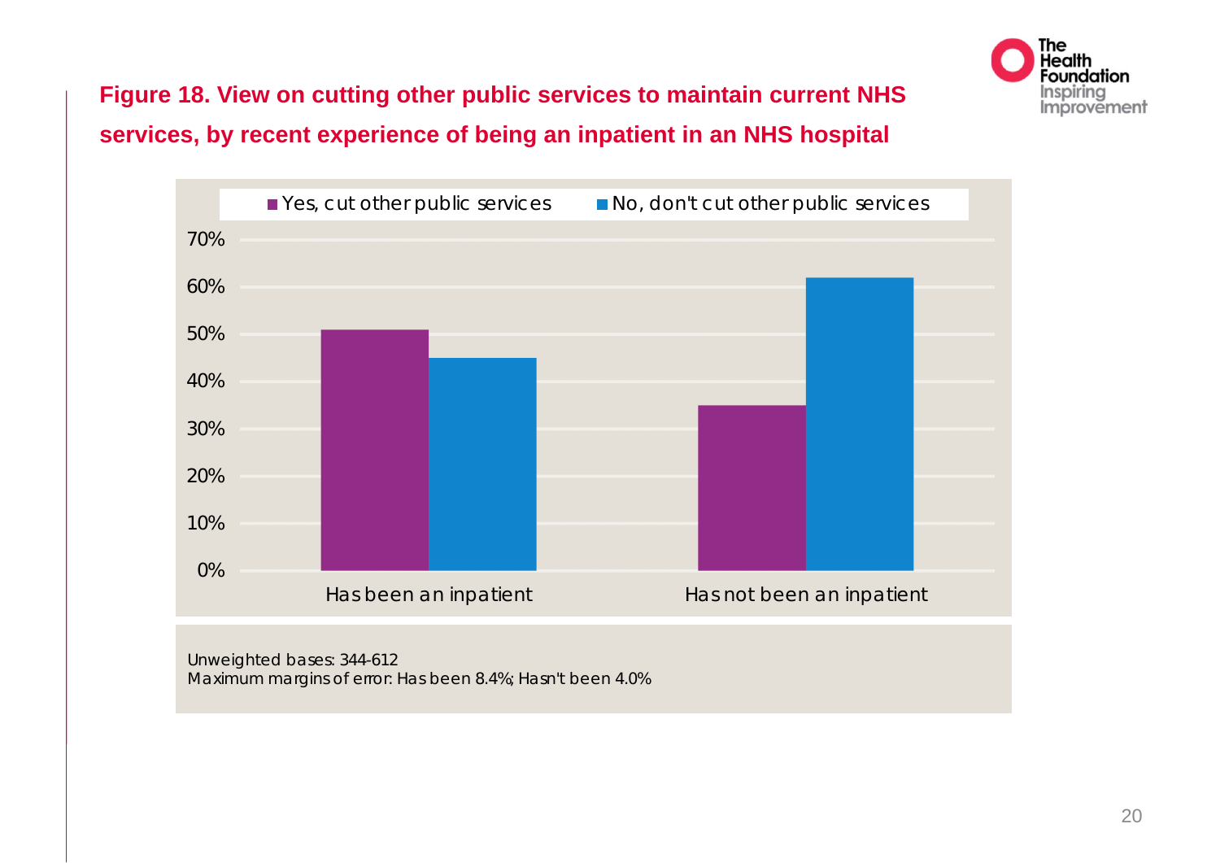**Figure 18. View on cutting other public services to maintain current NHS services, by recent experience of being an inpatient in an NHS hospital**

Unweighted bases: 344-612
Maximum margins of error: Has been 8.4%; Hasn't been 4.0%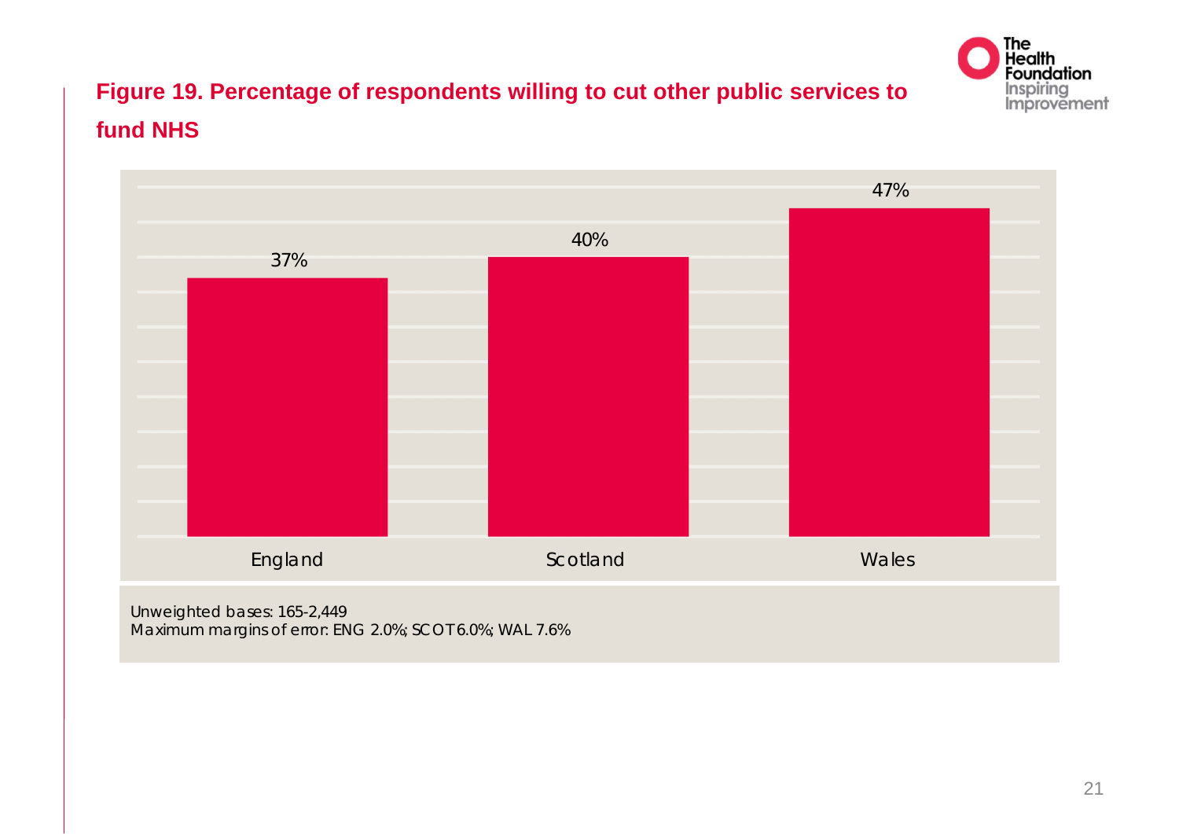**Figure 19. Percentage of respondents willing to cut other public services to fund NHS**

| England | Scotland | Wales |
| --- | --- | --- |
| 37% | 40% | 47% |

Unweighted bases: 165-2,449
Maximum margins of error: ENG 2.0%; SCOT 6.0%; WAL 7.6%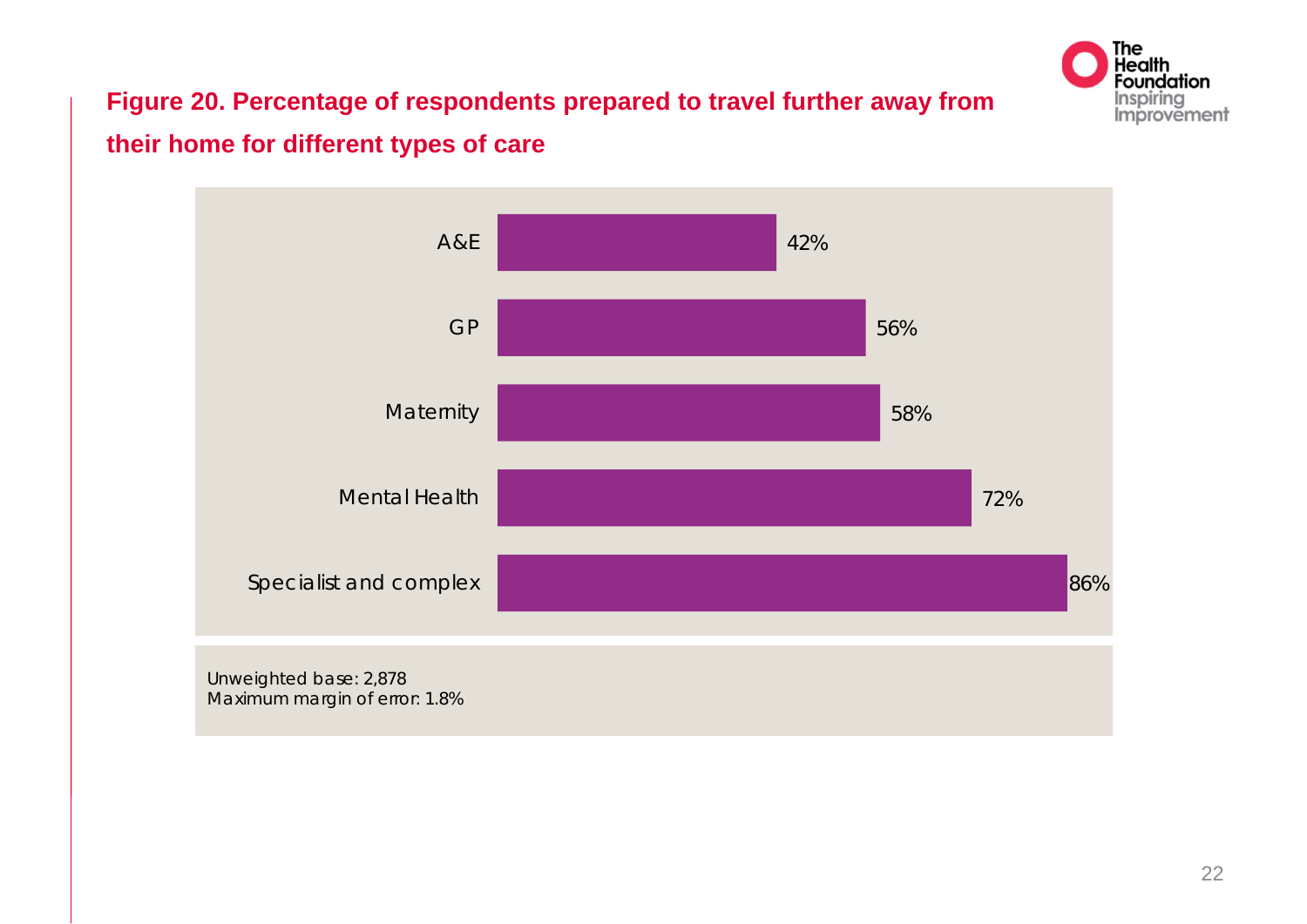**Figure 20. Percentage of respondents prepared to travel further away from their home for different types of care**

| Type of care | Percentage |
|---|---|
| A&E | 42% |
| GP | 56% |
| Maternity | 58% |
| Mental Health | 72% |
| Specialist and complex | 86% |

Unweighted base: 2,878
Maximum margin of error: 1.8%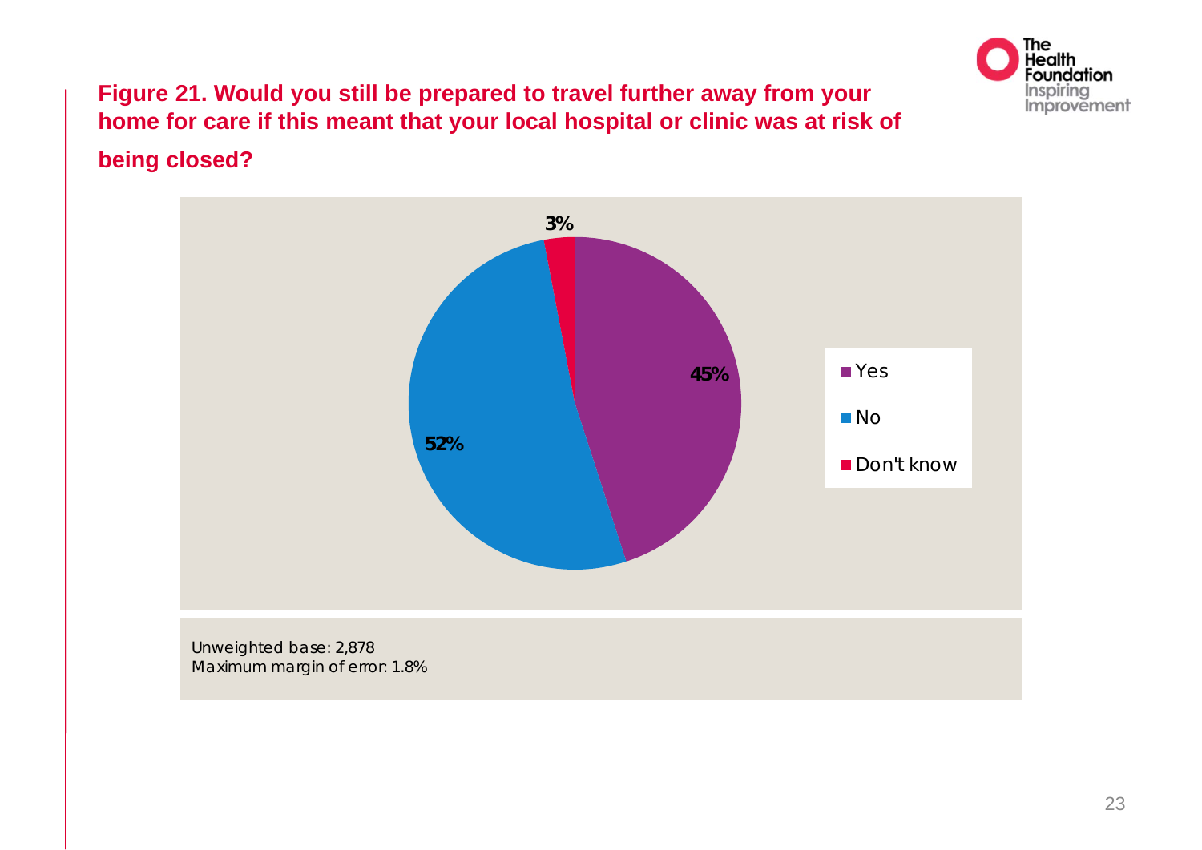**Figure 21. Would you still be prepared to travel further away from your home for care if this meant that your local hospital or clinic was at risk of being closed?**

| Response | Percentage |
| --- | --- |
| Yes | 45% |
| No | 52% |
| Don't know | 3% |

Unweighted base: 2,878
Maximum margin of error: 1.8%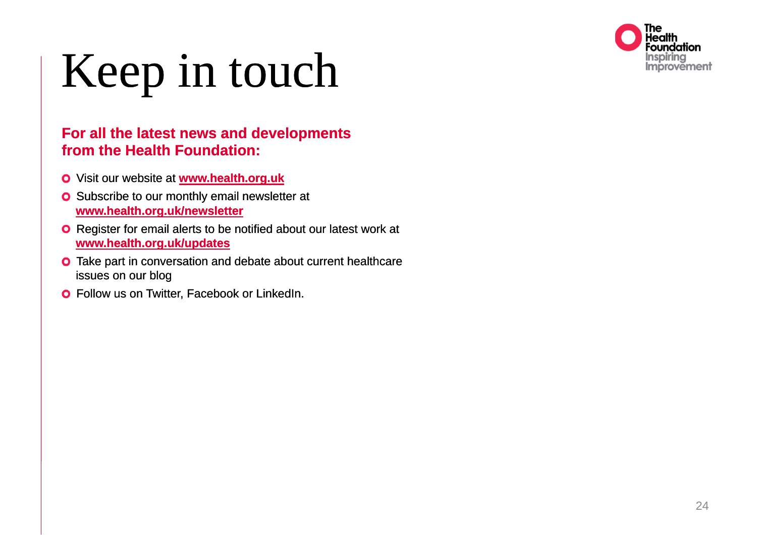# Keep in touch

**For all the latest news and developments from the Health Foundation:**

- Visit our website at **www.health.org.uk**
- Subscribe to our monthly email newsletter at **www.health.org.uk/newsletter**
- Register for email alerts to be notified about our latest work at **www.health.org.uk/updates**
- Take part in conversation and debate about current healthcare issues on our blog
- Follow us on Twitter, Facebook or LinkedIn.